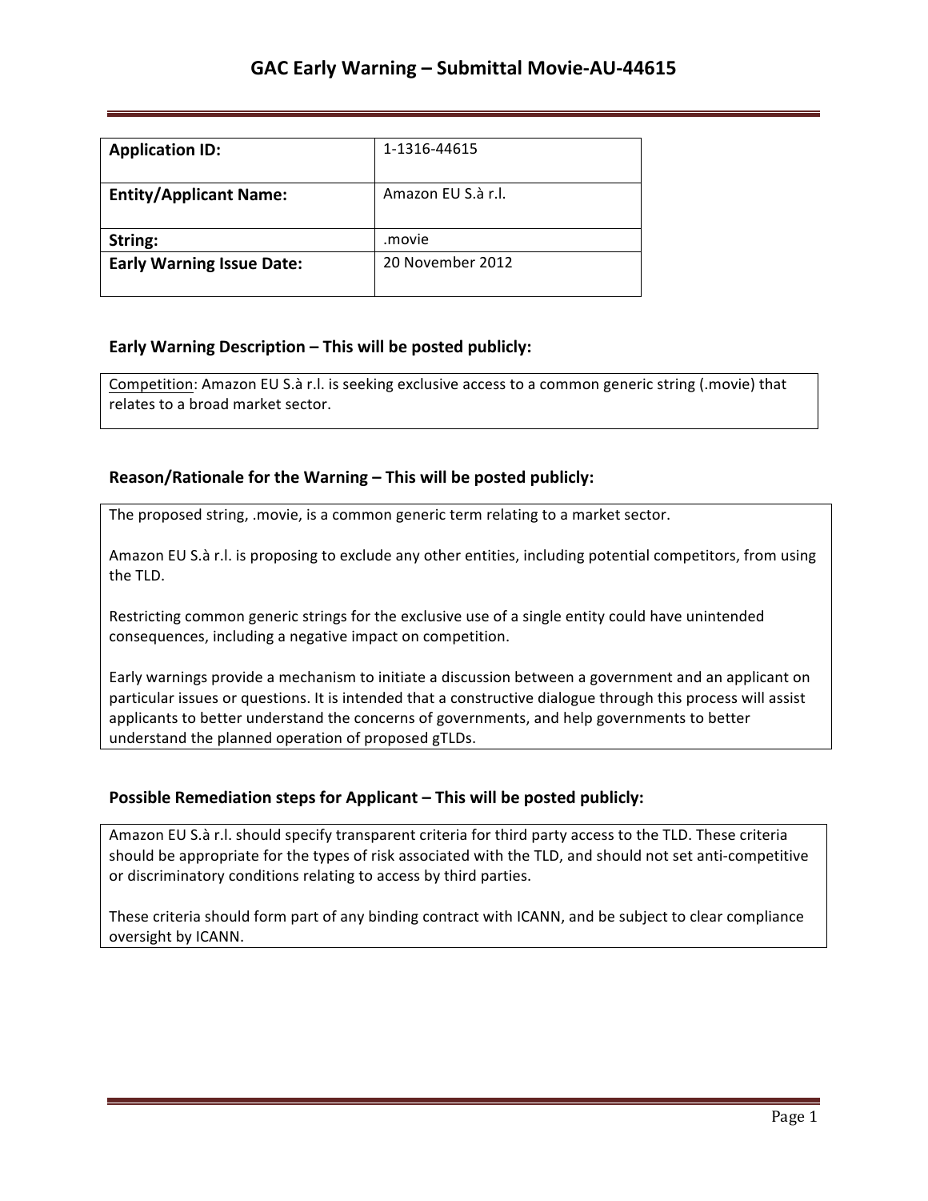# GAC Early Warning – Submittal Movie-AU-44615

| **Application ID:** | 1-1316-44615 |
| --- | --- |
| **Entity/Applicant Name:** | Amazon EU S.à r.l. |
| **String:** | .movie |
| **Early Warning Issue Date:** | 20 November 2012 |

## Early Warning Description – This will be posted publicly:

Competition: Amazon EU S.à r.l. is seeking exclusive access to a common generic string (.movie) that relates to a broad market sector.

## Reason/Rationale for the Warning – This will be posted publicly:

The proposed string, .movie, is a common generic term relating to a market sector.

Amazon EU S.à r.l. is proposing to exclude any other entities, including potential competitors, from using the TLD.

Restricting common generic strings for the exclusive use of a single entity could have unintended consequences, including a negative impact on competition.

Early warnings provide a mechanism to initiate a discussion between a government and an applicant on particular issues or questions. It is intended that a constructive dialogue through this process will assist applicants to better understand the concerns of governments, and help governments to better understand the planned operation of proposed gTLDs.

## Possible Remediation steps for Applicant – This will be posted publicly:

Amazon EU S.à r.l. should specify transparent criteria for third party access to the TLD. These criteria should be appropriate for the types of risk associated with the TLD, and should not set anti-competitive or discriminatory conditions relating to access by third parties.

These criteria should form part of any binding contract with ICANN, and be subject to clear compliance oversight by ICANN.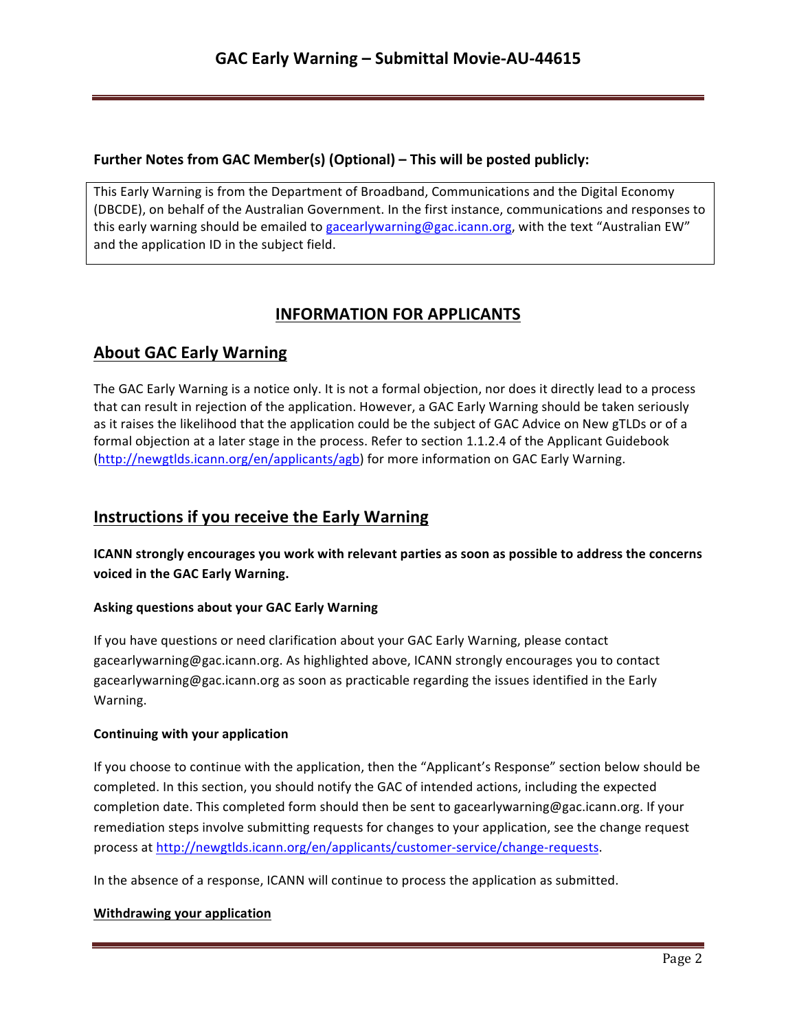**Further Notes from GAC Member(s) (Optional) – This will be posted publicly:**

This Early Warning is from the Department of Broadband, Communications and the Digital Economy (DBCDE), on behalf of the Australian Government. In the first instance, communications and responses to this early warning should be emailed to gacearlywarning@gac.icann.org, with the text "Australian EW" and the application ID in the subject field.

# INFORMATION FOR APPLICANTS

## About GAC Early Warning

The GAC Early Warning is a notice only. It is not a formal objection, nor does it directly lead to a process that can result in rejection of the application. However, a GAC Early Warning should be taken seriously as it raises the likelihood that the application could be the subject of GAC Advice on New gTLDs or of a formal objection at a later stage in the process. Refer to section 1.1.2.4 of the Applicant Guidebook (http://newgtlds.icann.org/en/applicants/agb) for more information on GAC Early Warning.

## Instructions if you receive the Early Warning

**ICANN strongly encourages you work with relevant parties as soon as possible to address the concerns voiced in the GAC Early Warning.**

**Asking questions about your GAC Early Warning**

If you have questions or need clarification about your GAC Early Warning, please contact gacearlywarning@gac.icann.org. As highlighted above, ICANN strongly encourages you to contact gacearlywarning@gac.icann.org as soon as practicable regarding the issues identified in the Early Warning.

**Continuing with your application**

If you choose to continue with the application, then the "Applicant's Response" section below should be completed. In this section, you should notify the GAC of intended actions, including the expected completion date. This completed form should then be sent to gacearlywarning@gac.icann.org. If your remediation steps involve submitting requests for changes to your application, see the change request process at http://newgtlds.icann.org/en/applicants/customer-service/change-requests.

In the absence of a response, ICANN will continue to process the application as submitted.

**Withdrawing your application**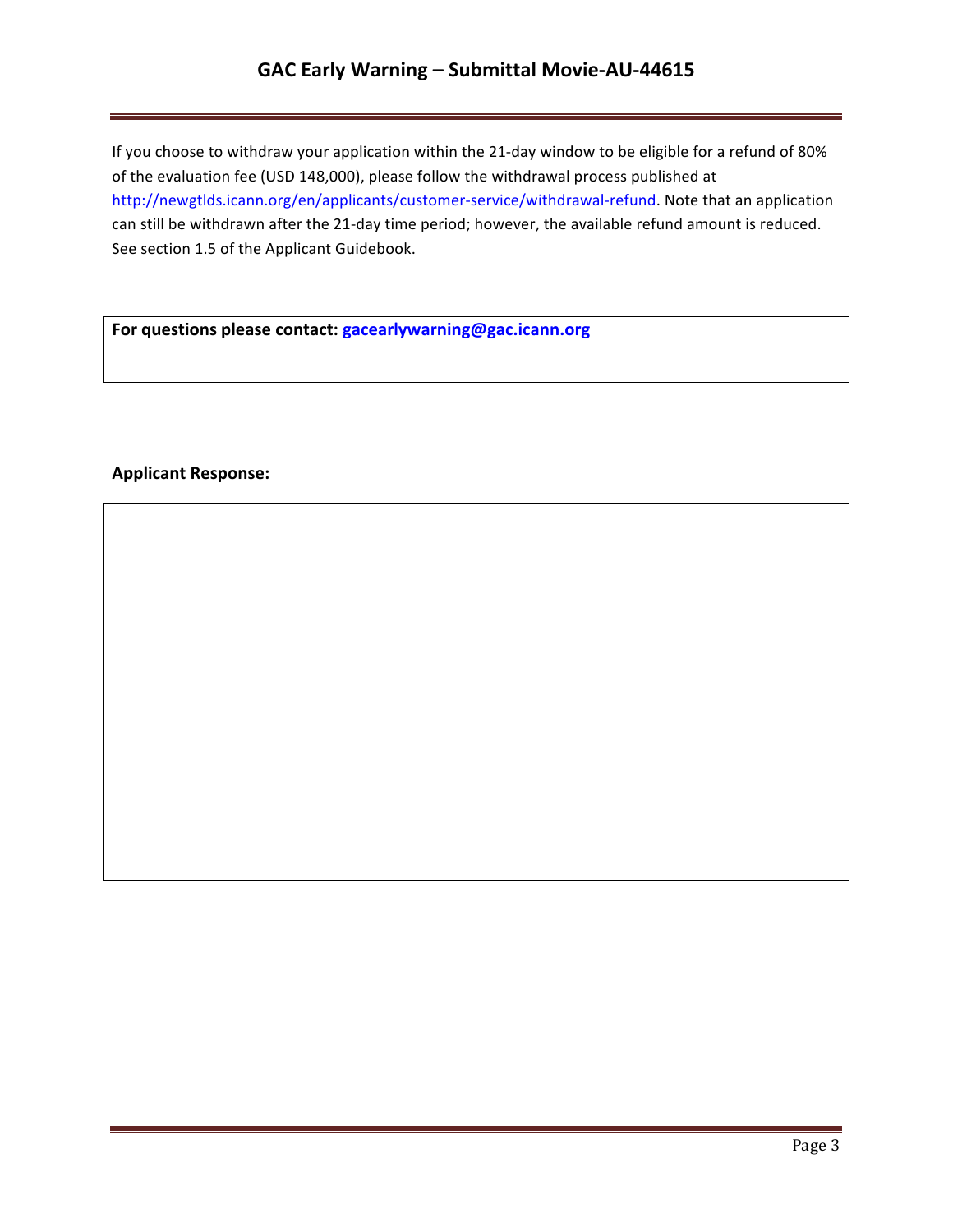If you choose to withdraw your application within the 21-day window to be eligible for a refund of 80% of the evaluation fee (USD 148,000), please follow the withdrawal process published at http://newgtlds.icann.org/en/applicants/customer-service/withdrawal-refund. Note that an application can still be withdrawn after the 21-day time period; however, the available refund amount is reduced. See section 1.5 of the Applicant Guidebook.

**For questions please contact: gacearlywarning@gac.icann.org**

**Applicant Response:**